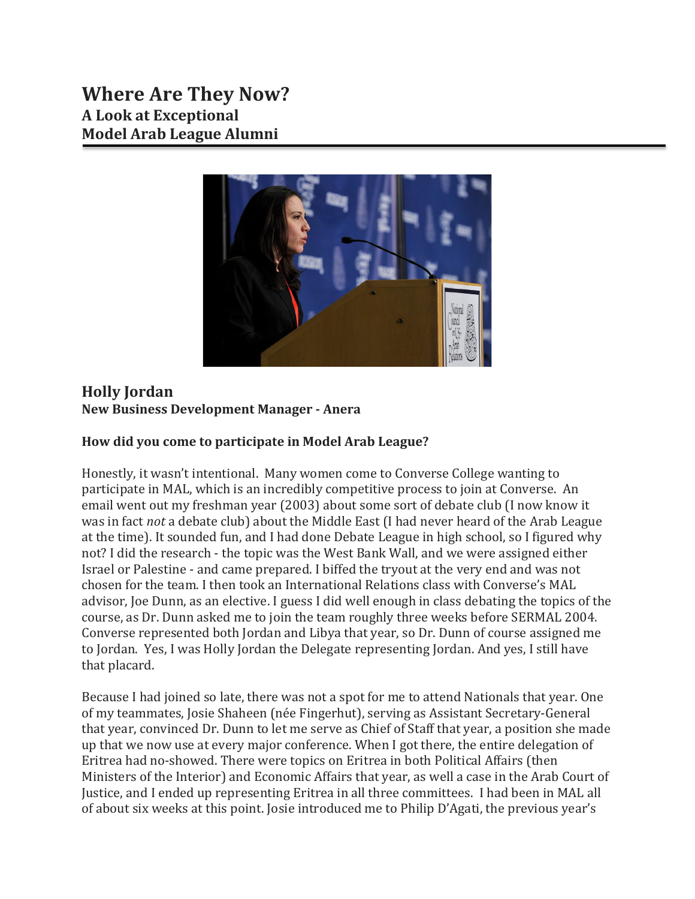# Where Are They Now?

## A Look at Exceptional Model Arab League Alumni

## Holly Jordan

**New Business Development Manager - Anera**

### How did you come to participate in Model Arab League?

Honestly, it wasn't intentional. Many women come to Converse College wanting to participate in MAL, which is an incredibly competitive process to join at Converse. An email went out my freshman year (2003) about some sort of debate club (I now know it was in fact *not* a debate club) about the Middle East (I had never heard of the Arab League at the time). It sounded fun, and I had done Debate League in high school, so I figured why not? I did the research - the topic was the West Bank Wall, and we were assigned either Israel or Palestine - and came prepared. I biffed the tryout at the very end and was not chosen for the team. I then took an International Relations class with Converse's MAL advisor, Joe Dunn, as an elective. I guess I did well enough in class debating the topics of the course, as Dr. Dunn asked me to join the team roughly three weeks before SERMAL 2004. Converse represented both Jordan and Libya that year, so Dr. Dunn of course assigned me to Jordan. Yes, I was Holly Jordan the Delegate representing Jordan. And yes, I still have that placard.

Because I had joined so late, there was not a spot for me to attend Nationals that year. One of my teammates, Josie Shaheen (née Fingerhut), serving as Assistant Secretary-General that year, convinced Dr. Dunn to let me serve as Chief of Staff that year, a position she made up that we now use at every major conference. When I got there, the entire delegation of Eritrea had no-showed. There were topics on Eritrea in both Political Affairs (then Ministers of the Interior) and Economic Affairs that year, as well a case in the Arab Court of Justice, and I ended up representing Eritrea in all three committees. I had been in MAL all of about six weeks at this point. Josie introduced me to Philip D'Agati, the previous year's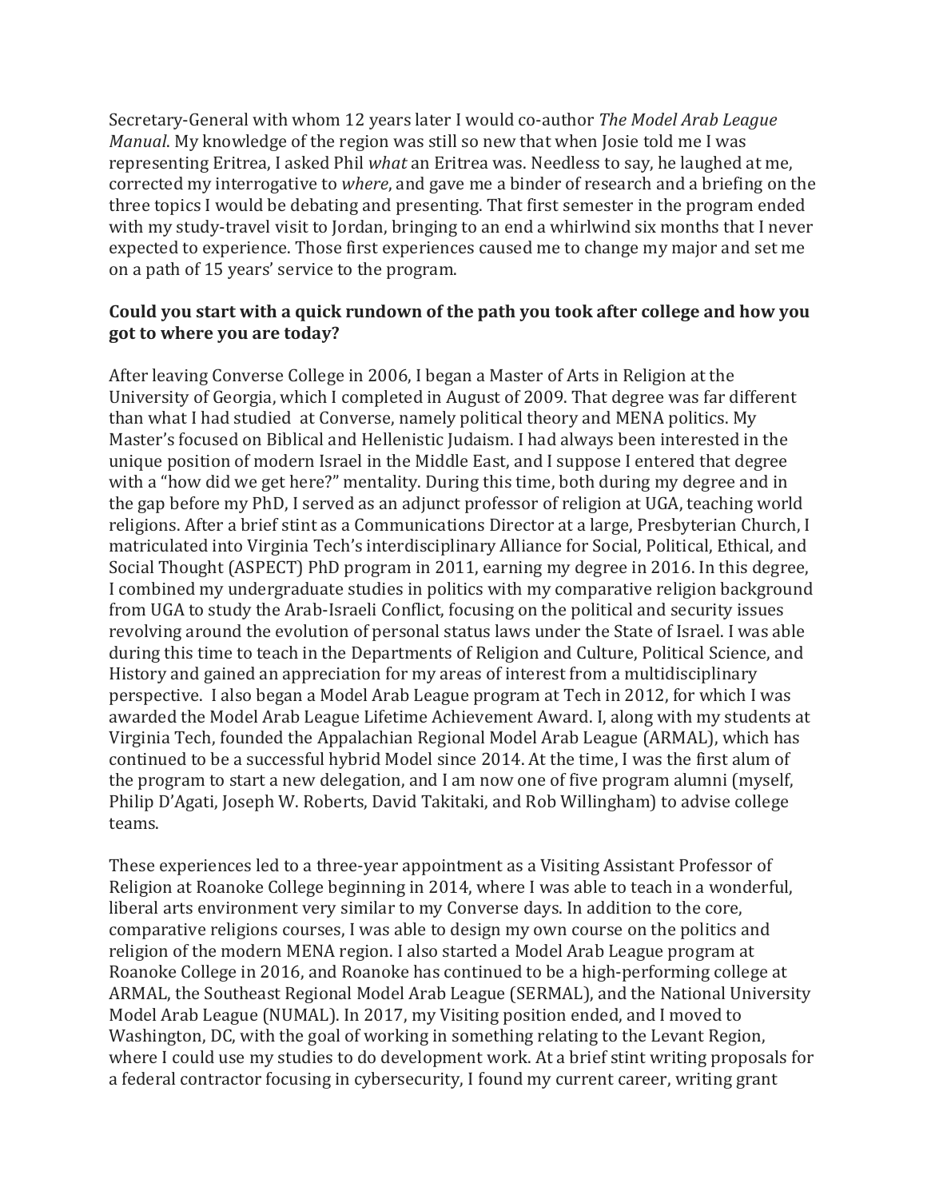Secretary-General with whom 12 years later I would co-author *The Model Arab League Manual*. My knowledge of the region was still so new that when Josie told me I was representing Eritrea, I asked Phil *what* an Eritrea was. Needless to say, he laughed at me, corrected my interrogative to *where*, and gave me a binder of research and a briefing on the three topics I would be debating and presenting. That first semester in the program ended with my study-travel visit to Jordan, bringing to an end a whirlwind six months that I never expected to experience. Those first experiences caused me to change my major and set me on a path of 15 years' service to the program.

**Could you start with a quick rundown of the path you took after college and how you got to where you are today?**

After leaving Converse College in 2006, I began a Master of Arts in Religion at the University of Georgia, which I completed in August of 2009. That degree was far different than what I had studied at Converse, namely political theory and MENA politics. My Master's focused on Biblical and Hellenistic Judaism. I had always been interested in the unique position of modern Israel in the Middle East, and I suppose I entered that degree with a "how did we get here?" mentality. During this time, both during my degree and in the gap before my PhD, I served as an adjunct professor of religion at UGA, teaching world religions. After a brief stint as a Communications Director at a large, Presbyterian Church, I matriculated into Virginia Tech's interdisciplinary Alliance for Social, Political, Ethical, and Social Thought (ASPECT) PhD program in 2011, earning my degree in 2016. In this degree, I combined my undergraduate studies in politics with my comparative religion background from UGA to study the Arab-Israeli Conflict, focusing on the political and security issues revolving around the evolution of personal status laws under the State of Israel. I was able during this time to teach in the Departments of Religion and Culture, Political Science, and History and gained an appreciation for my areas of interest from a multidisciplinary perspective. I also began a Model Arab League program at Tech in 2012, for which I was awarded the Model Arab League Lifetime Achievement Award. I, along with my students at Virginia Tech, founded the Appalachian Regional Model Arab League (ARMAL), which has continued to be a successful hybrid Model since 2014. At the time, I was the first alum of the program to start a new delegation, and I am now one of five program alumni (myself, Philip D'Agati, Joseph W. Roberts, David Takitaki, and Rob Willingham) to advise college teams.

These experiences led to a three-year appointment as a Visiting Assistant Professor of Religion at Roanoke College beginning in 2014, where I was able to teach in a wonderful, liberal arts environment very similar to my Converse days. In addition to the core, comparative religions courses, I was able to design my own course on the politics and religion of the modern MENA region. I also started a Model Arab League program at Roanoke College in 2016, and Roanoke has continued to be a high-performing college at ARMAL, the Southeast Regional Model Arab League (SERMAL), and the National University Model Arab League (NUMAL). In 2017, my Visiting position ended, and I moved to Washington, DC, with the goal of working in something relating to the Levant Region, where I could use my studies to do development work. At a brief stint writing proposals for a federal contractor focusing in cybersecurity, I found my current career, writing grant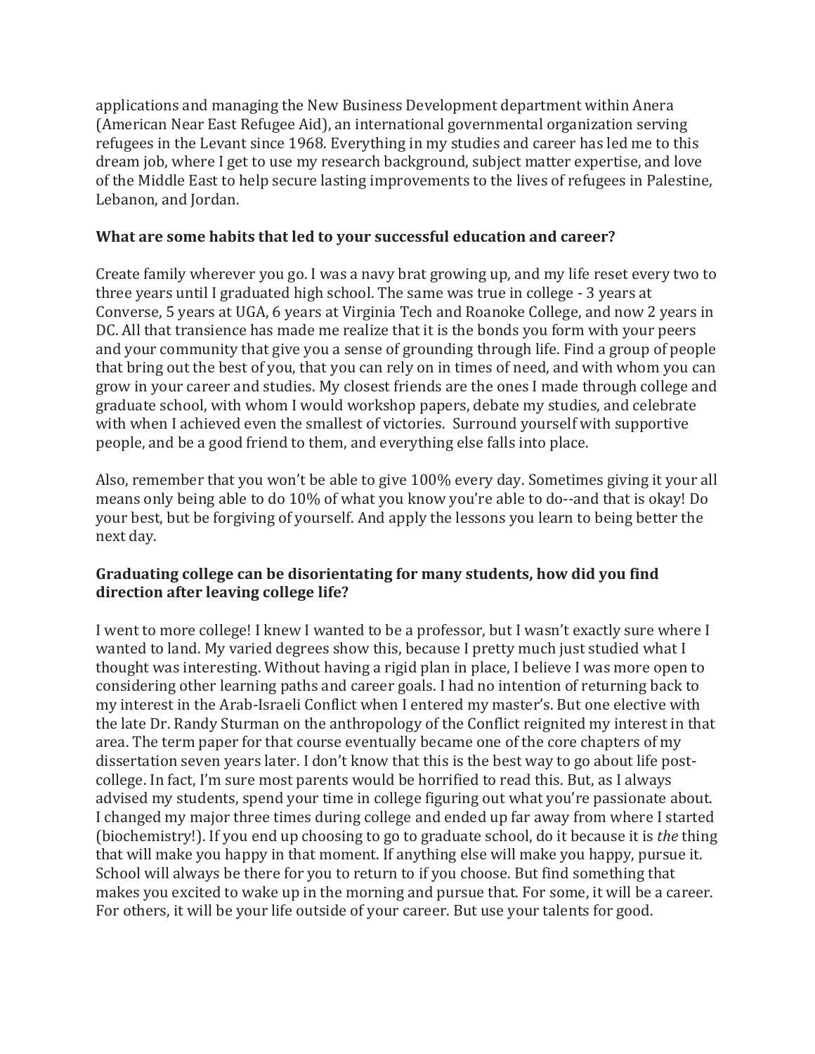applications and managing the New Business Development department within Anera (American Near East Refugee Aid), an international governmental organization serving refugees in the Levant since 1968. Everything in my studies and career has led me to this dream job, where I get to use my research background, subject matter expertise, and love of the Middle East to help secure lasting improvements to the lives of refugees in Palestine, Lebanon, and Jordan.

**What are some habits that led to your successful education and career?**

Create family wherever you go. I was a navy brat growing up, and my life reset every two to three years until I graduated high school. The same was true in college - 3 years at Converse, 5 years at UGA, 6 years at Virginia Tech and Roanoke College, and now 2 years in DC. All that transience has made me realize that it is the bonds you form with your peers and your community that give you a sense of grounding through life. Find a group of people that bring out the best of you, that you can rely on in times of need, and with whom you can grow in your career and studies. My closest friends are the ones I made through college and graduate school, with whom I would workshop papers, debate my studies, and celebrate with when I achieved even the smallest of victories. Surround yourself with supportive people, and be a good friend to them, and everything else falls into place.

Also, remember that you won't be able to give 100% every day. Sometimes giving it your all means only being able to do 10% of what you know you're able to do--and that is okay! Do your best, but be forgiving of yourself. And apply the lessons you learn to being better the next day.

**Graduating college can be disorientating for many students, how did you find direction after leaving college life?**

I went to more college! I knew I wanted to be a professor, but I wasn't exactly sure where I wanted to land. My varied degrees show this, because I pretty much just studied what I thought was interesting. Without having a rigid plan in place, I believe I was more open to considering other learning paths and career goals. I had no intention of returning back to my interest in the Arab-Israeli Conflict when I entered my master's. But one elective with the late Dr. Randy Sturman on the anthropology of the Conflict reignited my interest in that area. The term paper for that course eventually became one of the core chapters of my dissertation seven years later. I don't know that this is the best way to go about life post-college. In fact, I'm sure most parents would be horrified to read this. But, as I always advised my students, spend your time in college figuring out what you're passionate about. I changed my major three times during college and ended up far away from where I started (biochemistry!). If you end up choosing to go to graduate school, do it because it is *the* thing that will make you happy in that moment. If anything else will make you happy, pursue it. School will always be there for you to return to if you choose. But find something that makes you excited to wake up in the morning and pursue that. For some, it will be a career. For others, it will be your life outside of your career. But use your talents for good.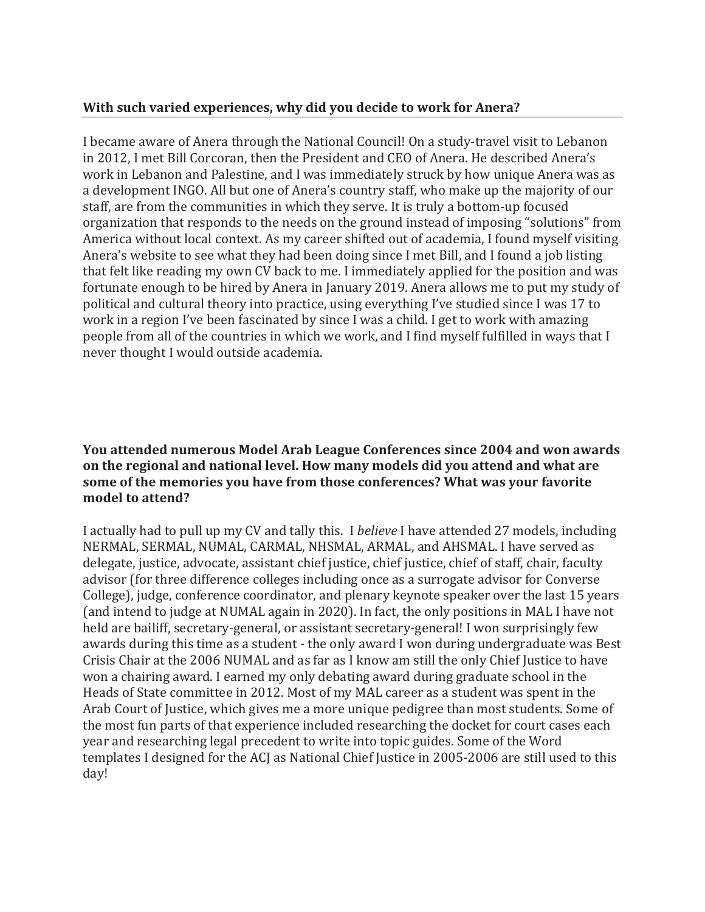**With such varied experiences, why did you decide to work for Anera?**

I became aware of Anera through the National Council! On a study-travel visit to Lebanon in 2012, I met Bill Corcoran, then the President and CEO of Anera. He described Anera's work in Lebanon and Palestine, and I was immediately struck by how unique Anera was as a development INGO. All but one of Anera's country staff, who make up the majority of our staff, are from the communities in which they serve. It is truly a bottom-up focused organization that responds to the needs on the ground instead of imposing "solutions" from America without local context. As my career shifted out of academia, I found myself visiting Anera's website to see what they had been doing since I met Bill, and I found a job listing that felt like reading my own CV back to me. I immediately applied for the position and was fortunate enough to be hired by Anera in January 2019. Anera allows me to put my study of political and cultural theory into practice, using everything I've studied since I was 17 to work in a region I've been fascinated by since I was a child. I get to work with amazing people from all of the countries in which we work, and I find myself fulfilled in ways that I never thought I would outside academia.

**You attended numerous Model Arab League Conferences since 2004 and won awards on the regional and national level. How many models did you attend and what are some of the memories you have from those conferences? What was your favorite model to attend?**

I actually had to pull up my CV and tally this. I *believe* I have attended 27 models, including NERMAL, SERMAL, NUMAL, CARMAL, NHSMAL, ARMAL, and AHSMAL. I have served as delegate, justice, advocate, assistant chief justice, chief justice, chief of staff, chair, faculty advisor (for three difference colleges including once as a surrogate advisor for Converse College), judge, conference coordinator, and plenary keynote speaker over the last 15 years (and intend to judge at NUMAL again in 2020). In fact, the only positions in MAL I have not held are bailiff, secretary-general, or assistant secretary-general! I won surprisingly few awards during this time as a student - the only award I won during undergraduate was Best Crisis Chair at the 2006 NUMAL and as far as I know am still the only Chief Justice to have won a chairing award. I earned my only debating award during graduate school in the Heads of State committee in 2012. Most of my MAL career as a student was spent in the Arab Court of Justice, which gives me a more unique pedigree than most students. Some of the most fun parts of that experience included researching the docket for court cases each year and researching legal precedent to write into topic guides. Some of the Word templates I designed for the ACJ as National Chief Justice in 2005-2006 are still used to this day!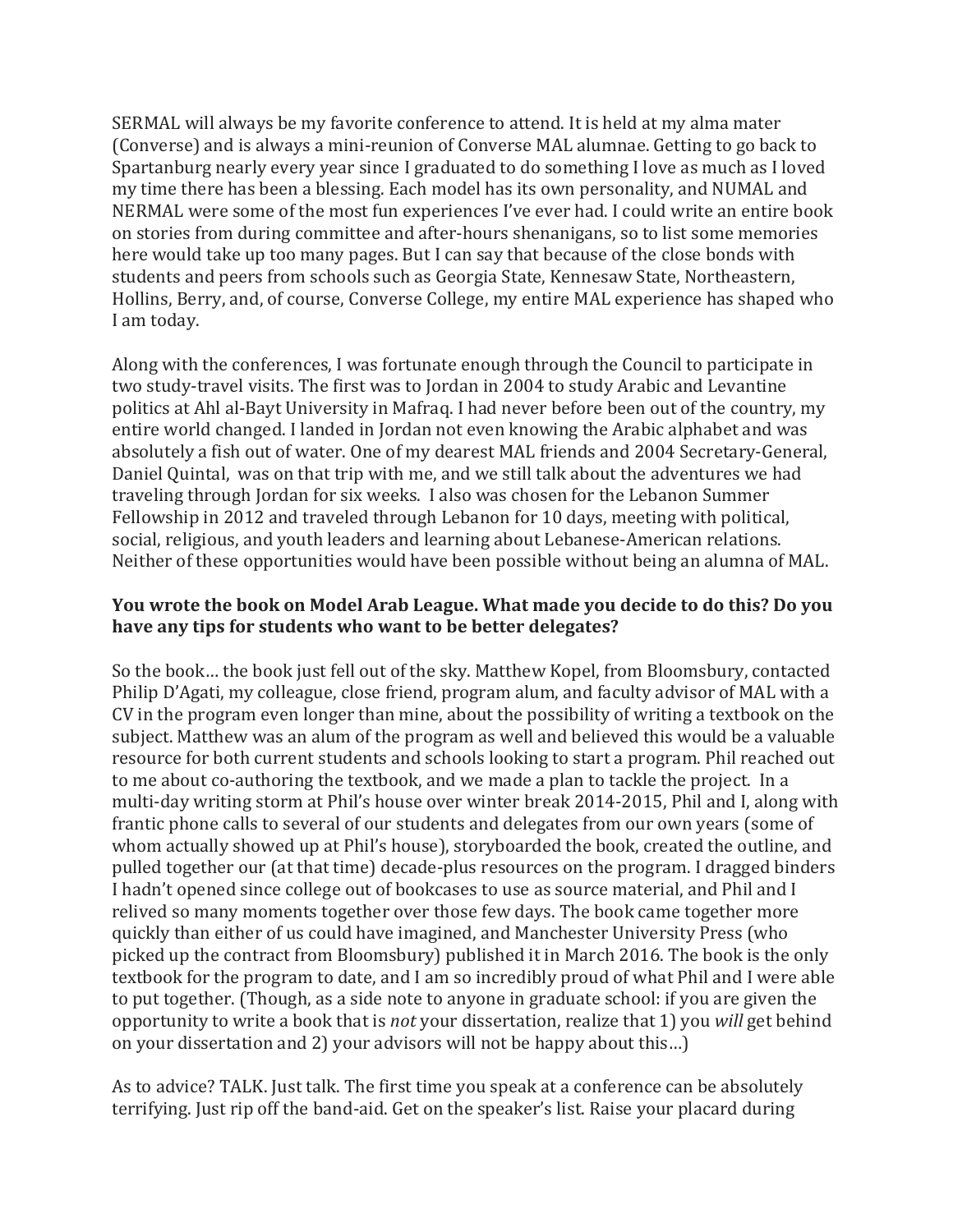SERMAL will always be my favorite conference to attend. It is held at my alma mater (Converse) and is always a mini-reunion of Converse MAL alumnae. Getting to go back to Spartanburg nearly every year since I graduated to do something I love as much as I loved my time there has been a blessing. Each model has its own personality, and NUMAL and NERMAL were some of the most fun experiences I've ever had. I could write an entire book on stories from during committee and after-hours shenanigans, so to list some memories here would take up too many pages. But I can say that because of the close bonds with students and peers from schools such as Georgia State, Kennesaw State, Northeastern, Hollins, Berry, and, of course, Converse College, my entire MAL experience has shaped who I am today.

Along with the conferences, I was fortunate enough through the Council to participate in two study-travel visits. The first was to Jordan in 2004 to study Arabic and Levantine politics at Ahl al-Bayt University in Mafraq. I had never before been out of the country, my entire world changed. I landed in Jordan not even knowing the Arabic alphabet and was absolutely a fish out of water. One of my dearest MAL friends and 2004 Secretary-General, Daniel Quintal, was on that trip with me, and we still talk about the adventures we had traveling through Jordan for six weeks. I also was chosen for the Lebanon Summer Fellowship in 2012 and traveled through Lebanon for 10 days, meeting with political, social, religious, and youth leaders and learning about Lebanese-American relations. Neither of these opportunities would have been possible without being an alumna of MAL.

**You wrote the book on Model Arab League. What made you decide to do this? Do you have any tips for students who want to be better delegates?**

So the book… the book just fell out of the sky. Matthew Kopel, from Bloomsbury, contacted Philip D'Agati, my colleague, close friend, program alum, and faculty advisor of MAL with a CV in the program even longer than mine, about the possibility of writing a textbook on the subject. Matthew was an alum of the program as well and believed this would be a valuable resource for both current students and schools looking to start a program. Phil reached out to me about co-authoring the textbook, and we made a plan to tackle the project. In a multi-day writing storm at Phil's house over winter break 2014-2015, Phil and I, along with frantic phone calls to several of our students and delegates from our own years (some of whom actually showed up at Phil's house), storyboarded the book, created the outline, and pulled together our (at that time) decade-plus resources on the program. I dragged binders I hadn't opened since college out of bookcases to use as source material, and Phil and I relived so many moments together over those few days. The book came together more quickly than either of us could have imagined, and Manchester University Press (who picked up the contract from Bloomsbury) published it in March 2016. The book is the only textbook for the program to date, and I am so incredibly proud of what Phil and I were able to put together. (Though, as a side note to anyone in graduate school: if you are given the opportunity to write a book that is *not* your dissertation, realize that 1) you *will* get behind on your dissertation and 2) your advisors will not be happy about this…)

As to advice? TALK. Just talk. The first time you speak at a conference can be absolutely terrifying. Just rip off the band-aid. Get on the speaker's list. Raise your placard during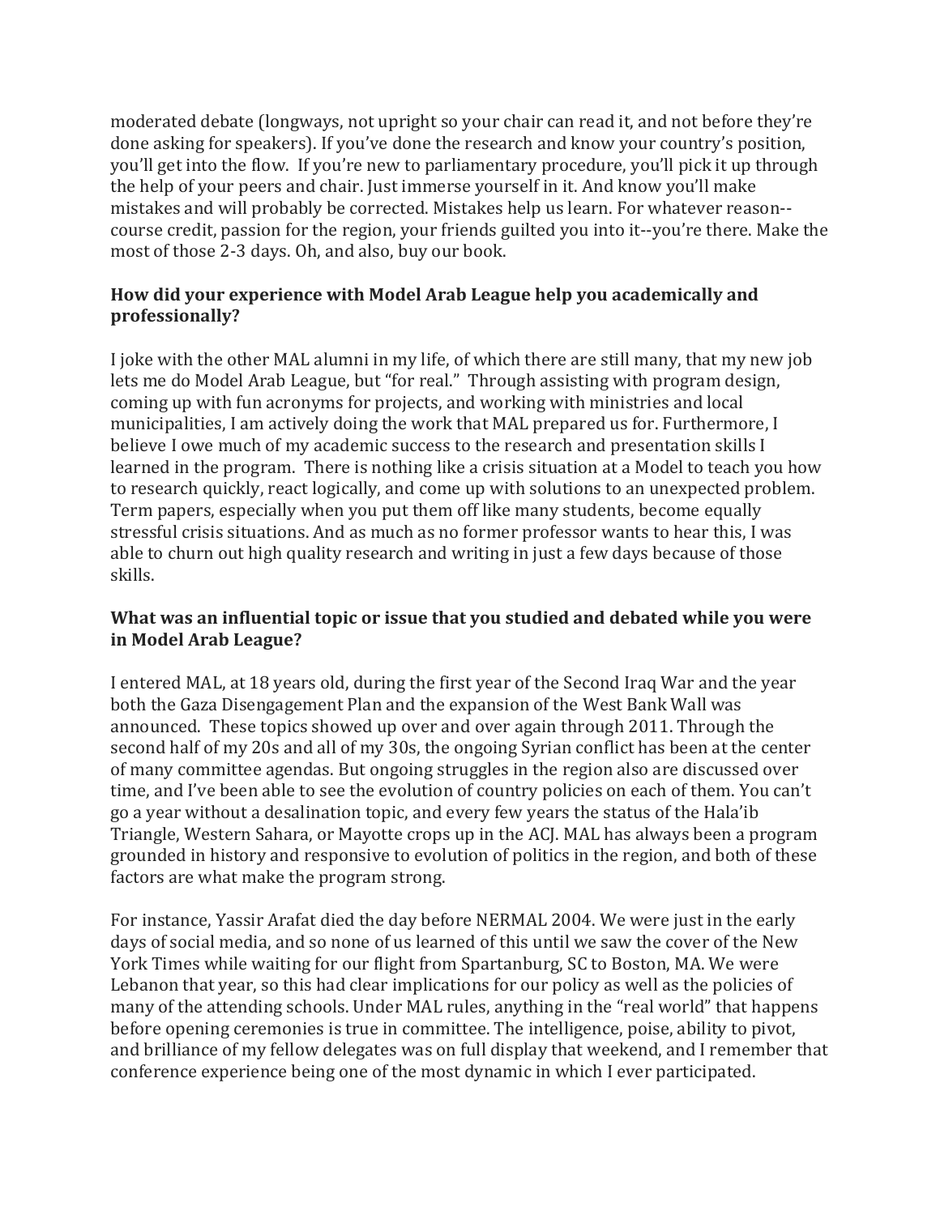moderated debate (longways, not upright so your chair can read it, and not before they're done asking for speakers). If you've done the research and know your country's position, you'll get into the flow. If you're new to parliamentary procedure, you'll pick it up through the help of your peers and chair. Just immerse yourself in it. And know you'll make mistakes and will probably be corrected. Mistakes help us learn. For whatever reason--course credit, passion for the region, your friends guilted you into it--you're there. Make the most of those 2-3 days. Oh, and also, buy our book.

**How did your experience with Model Arab League help you academically and professionally?**

I joke with the other MAL alumni in my life, of which there are still many, that my new job lets me do Model Arab League, but "for real." Through assisting with program design, coming up with fun acronyms for projects, and working with ministries and local municipalities, I am actively doing the work that MAL prepared us for. Furthermore, I believe I owe much of my academic success to the research and presentation skills I learned in the program. There is nothing like a crisis situation at a Model to teach you how to research quickly, react logically, and come up with solutions to an unexpected problem. Term papers, especially when you put them off like many students, become equally stressful crisis situations. And as much as no former professor wants to hear this, I was able to churn out high quality research and writing in just a few days because of those skills.

**What was an influential topic or issue that you studied and debated while you were in Model Arab League?**

I entered MAL, at 18 years old, during the first year of the Second Iraq War and the year both the Gaza Disengagement Plan and the expansion of the West Bank Wall was announced. These topics showed up over and over again through 2011. Through the second half of my 20s and all of my 30s, the ongoing Syrian conflict has been at the center of many committee agendas. But ongoing struggles in the region also are discussed over time, and I've been able to see the evolution of country policies on each of them. You can't go a year without a desalination topic, and every few years the status of the Hala'ib Triangle, Western Sahara, or Mayotte crops up in the ACJ. MAL has always been a program grounded in history and responsive to evolution of politics in the region, and both of these factors are what make the program strong.

For instance, Yassir Arafat died the day before NERMAL 2004. We were just in the early days of social media, and so none of us learned of this until we saw the cover of the New York Times while waiting for our flight from Spartanburg, SC to Boston, MA. We were Lebanon that year, so this had clear implications for our policy as well as the policies of many of the attending schools. Under MAL rules, anything in the "real world" that happens before opening ceremonies is true in committee. The intelligence, poise, ability to pivot, and brilliance of my fellow delegates was on full display that weekend, and I remember that conference experience being one of the most dynamic in which I ever participated.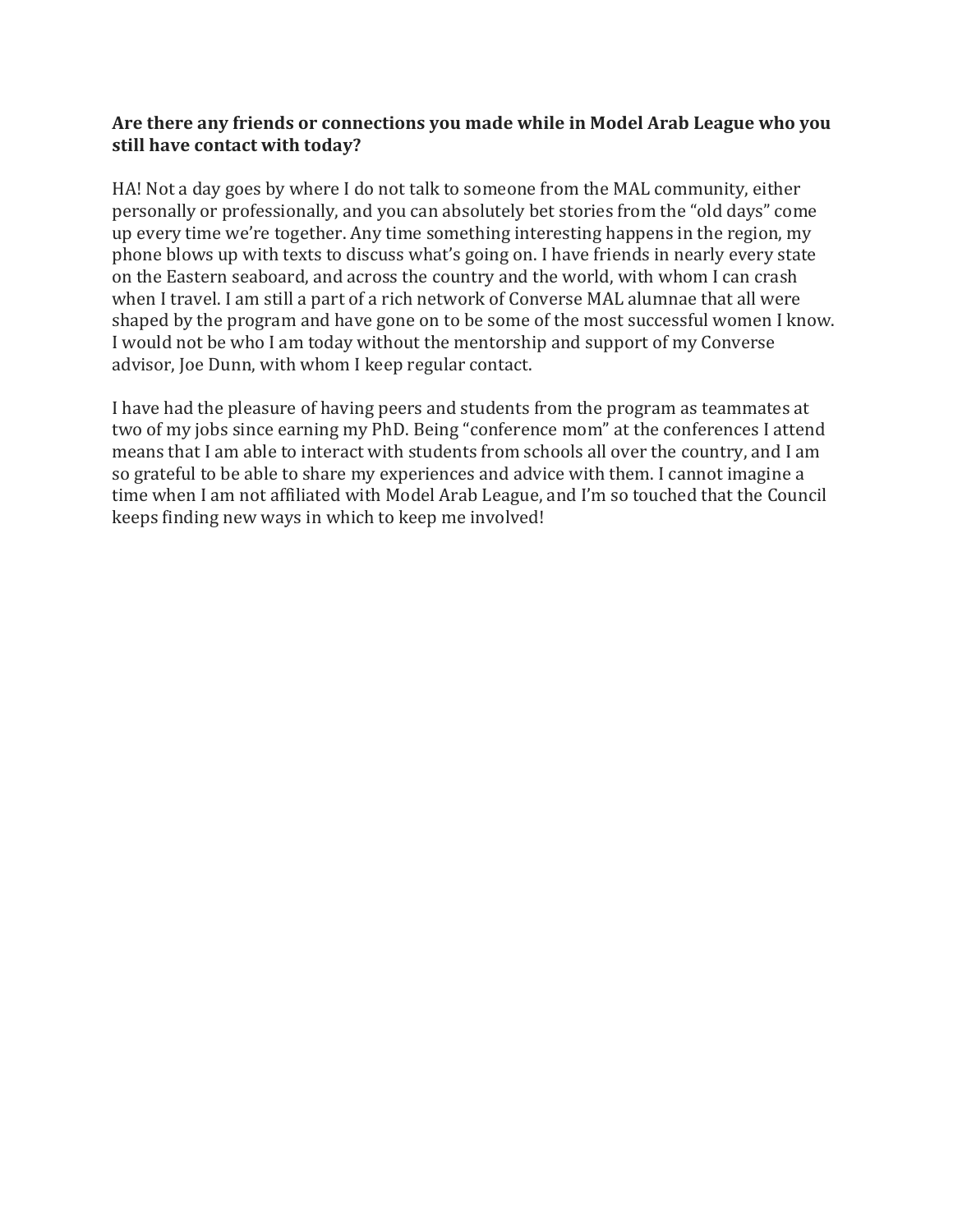**Are there any friends or connections you made while in Model Arab League who you still have contact with today?**

HA! Not a day goes by where I do not talk to someone from the MAL community, either personally or professionally, and you can absolutely bet stories from the "old days" come up every time we're together. Any time something interesting happens in the region, my phone blows up with texts to discuss what's going on. I have friends in nearly every state on the Eastern seaboard, and across the country and the world, with whom I can crash when I travel. I am still a part of a rich network of Converse MAL alumnae that all were shaped by the program and have gone on to be some of the most successful women I know. I would not be who I am today without the mentorship and support of my Converse advisor, Joe Dunn, with whom I keep regular contact.

I have had the pleasure of having peers and students from the program as teammates at two of my jobs since earning my PhD. Being "conference mom" at the conferences I attend means that I am able to interact with students from schools all over the country, and I am so grateful to be able to share my experiences and advice with them. I cannot imagine a time when I am not affiliated with Model Arab League, and I'm so touched that the Council keeps finding new ways in which to keep me involved!